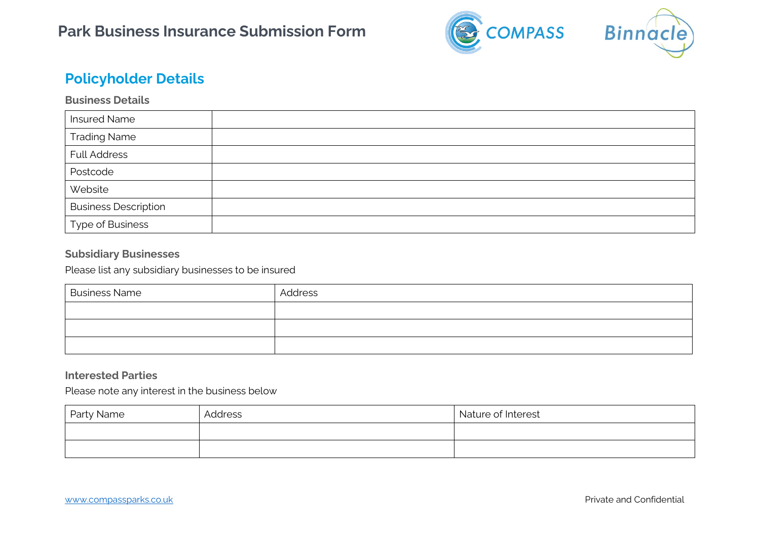# Park Business Insurance Submission Form

## Policyholder Details

### Business Details

| Insured Name | |
|---|---|
| Trading Name | |
| Full Address | |
| Postcode | |
| Website | |
| Business Description | |
| Type of Business | |

### Subsidiary Businesses

Please list any subsidiary businesses to be insured

| Business Name | Address |
|---|---|
| | |
| | |
| | |

### Interested Parties

Please note any interest in the business below

| Party Name | Address | Nature of Interest |
|---|---|---|
| | | |
| | | |

www.compassparks.co.uk

Private and Confidential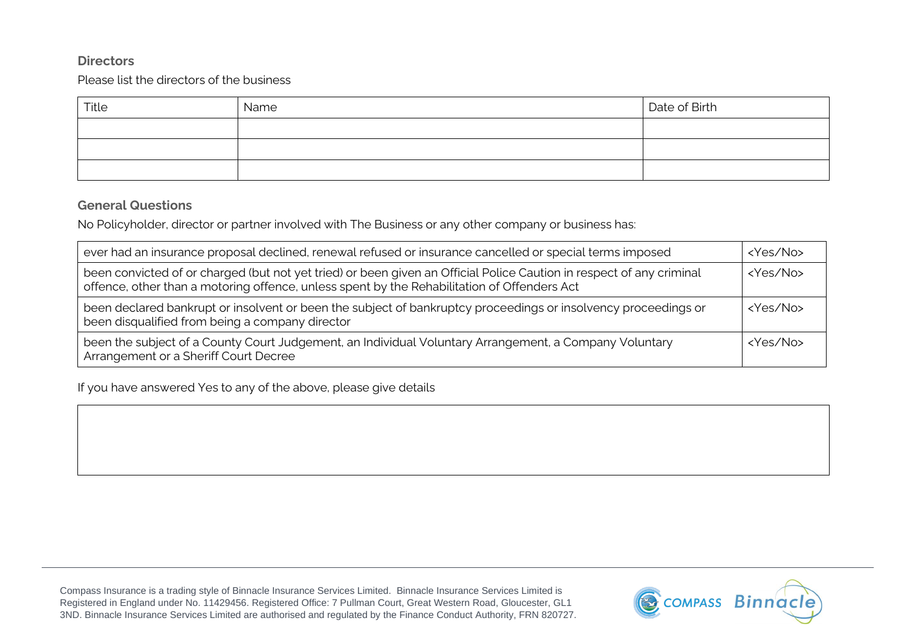### Directors

Please list the directors of the business

| Title | Name | Date of Birth |
| --- | --- | --- |
| | | |
| | | |
| | | |

### General Questions

No Policyholder, director or partner involved with The Business or any other company or business has:

| | |
| --- | --- |
| ever had an insurance proposal declined, renewal refused or insurance cancelled or special terms imposed | <Yes/No> |
| been convicted of or charged (but not yet tried) or been given an Official Police Caution in respect of any criminal offence, other than a motoring offence, unless spent by the Rehabilitation of Offenders Act | <Yes/No> |
| been declared bankrupt or insolvent or been the subject of bankruptcy proceedings or insolvency proceedings or been disqualified from being a company director | <Yes/No> |
| been the subject of a County Court Judgement, an Individual Voluntary Arrangement, a Company Voluntary Arrangement or a Sheriff Court Decree | <Yes/No> |

If you have answered Yes to any of the above, please give details

| |
| --- |
| |

Compass Insurance is a trading style of Binnacle Insurance Services Limited. Binnacle Insurance Services Limited is Registered in England under No. 11429456. Registered Office: 7 Pullman Court, Great Western Road, Gloucester, GL1 3ND. Binnacle Insurance Services Limited are authorised and regulated by the Finance Conduct Authority, FRN 820727.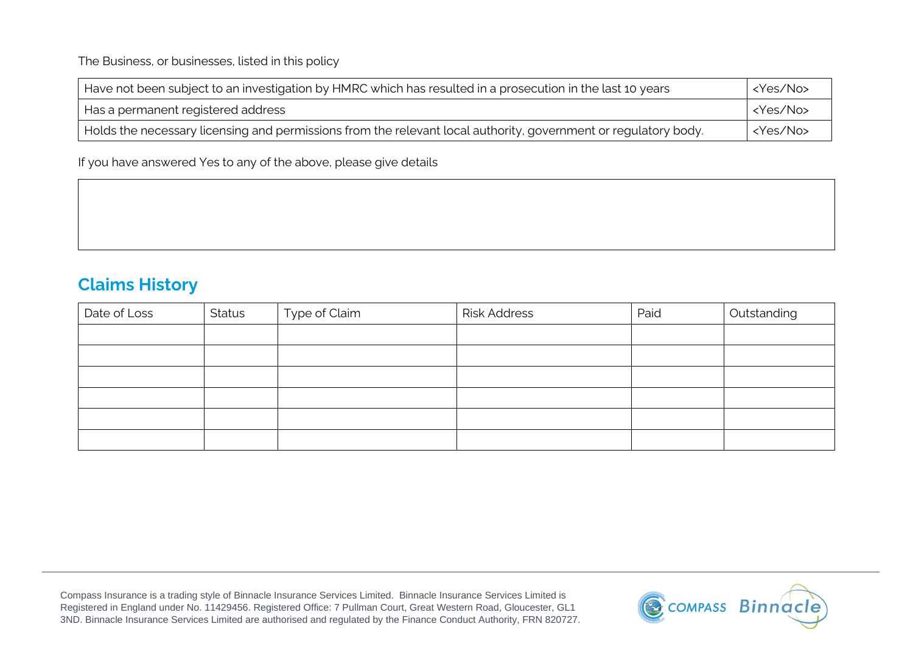The Business, or businesses, listed in this policy

| | |
|---|---|
| Have not been subject to an investigation by HMRC which has resulted in a prosecution in the last 10 years | <Yes/No> |
| Has a permanent registered address | <Yes/No> |
| Holds the necessary licensing and permissions from the relevant local authority, government or regulatory body. | <Yes/No> |

If you have answered Yes to any of the above, please give details

| |
|---|
| |

## Claims History

| Date of Loss | Status | Type of Claim | Risk Address | Paid | Outstanding |
|---|---|---|---|---|---|
| | | | | | |
| | | | | | |
| | | | | | |
| | | | | | |
| | | | | | |
| | | | | | |

Compass Insurance is a trading style of Binnacle Insurance Services Limited. Binnacle Insurance Services Limited is Registered in England under No. 11429456. Registered Office: 7 Pullman Court, Great Western Road, Gloucester, GL1 3ND. Binnacle Insurance Services Limited are authorised and regulated by the Finance Conduct Authority, FRN 820727.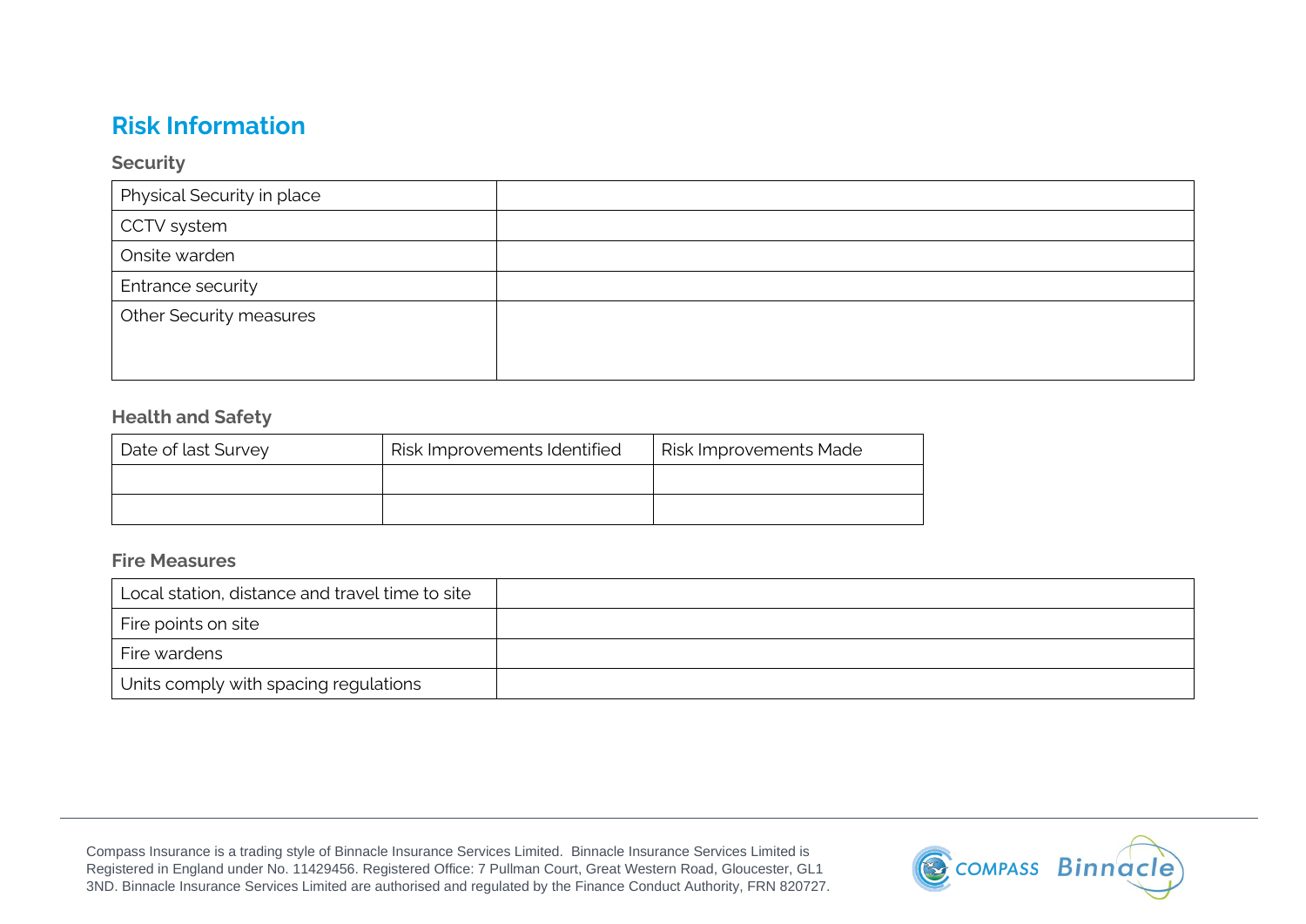# Risk Information

### Security

| Physical Security in place | |
|---|---|
| CCTV system | |
| Onsite warden | |
| Entrance security | |
| Other Security measures | |

### Health and Safety

| Date of last Survey | Risk Improvements Identified | Risk Improvements Made |
|---|---|---|
| | | |
| | | |

### Fire Measures

| Local station, distance and travel time to site | |
|---|---|
| Fire points on site | |
| Fire wardens | |
| Units comply with spacing regulations | |

Compass Insurance is a trading style of Binnacle Insurance Services Limited. Binnacle Insurance Services Limited is Registered in England under No. 11429456. Registered Office: 7 Pullman Court, Great Western Road, Gloucester, GL1 3ND. Binnacle Insurance Services Limited are authorised and regulated by the Finance Conduct Authority, FRN 820727.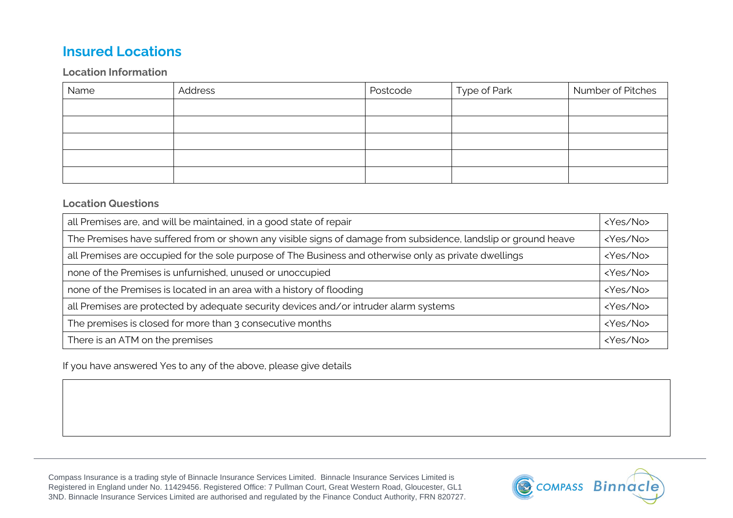# Insured Locations

### Location Information

| Name | Address | Postcode | Type of Park | Number of Pitches |
|---|---|---|---|---|
| | | | | |
| | | | | |
| | | | | |
| | | | | |
| | | | | |

### Location Questions

| | |
|---|---|
| all Premises are, and will be maintained, in a good state of repair | <Yes/No> |
| The Premises have suffered from or shown any visible signs of damage from subsidence, landslip or ground heave | <Yes/No> |
| all Premises are occupied for the sole purpose of The Business and otherwise only as private dwellings | <Yes/No> |
| none of the Premises is unfurnished, unused or unoccupied | <Yes/No> |
| none of the Premises is located in an area with a history of flooding | <Yes/No> |
| all Premises are protected by adequate security devices and/or intruder alarm systems | <Yes/No> |
| The premises is closed for more than 3 consecutive months | <Yes/No> |
| There is an ATM on the premises | <Yes/No> |

If you have answered Yes to any of the above, please give details

| |
|---|
| |

Compass Insurance is a trading style of Binnacle Insurance Services Limited. Binnacle Insurance Services Limited is Registered in England under No. 11429456. Registered Office: 7 Pullman Court, Great Western Road, Gloucester, GL1 3ND. Binnacle Insurance Services Limited are authorised and regulated by the Finance Conduct Authority, FRN 820727.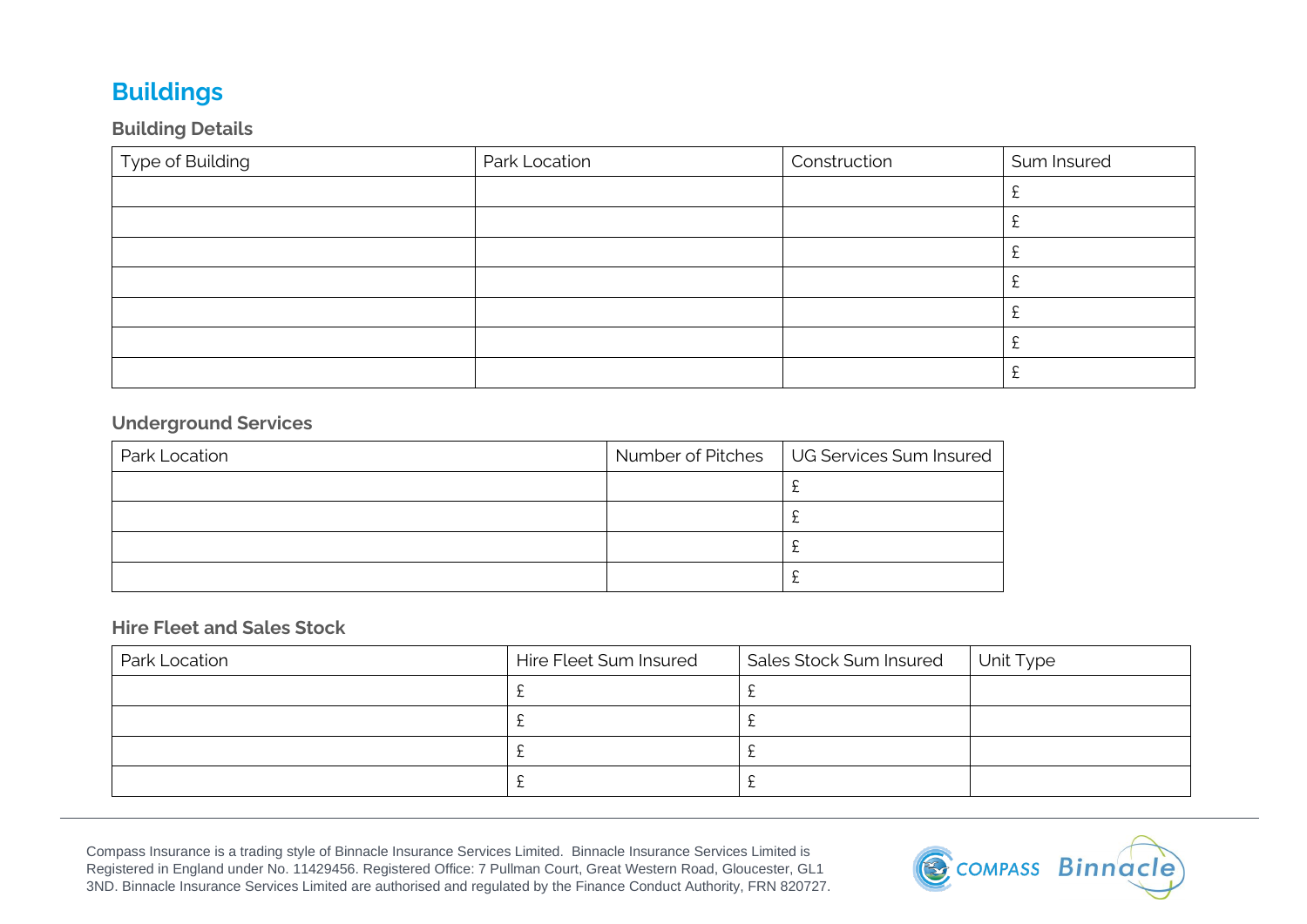# Buildings

## Building Details

| Type of Building | Park Location | Construction | Sum Insured |
|---|---|---|---|
| | | | £ |
| | | | £ |
| | | | £ |
| | | | £ |
| | | | £ |
| | | | £ |
| | | | £ |

## Underground Services

| Park Location | Number of Pitches | UG Services Sum Insured |
|---|---|---|
| | | £ |
| | | £ |
| | | £ |
| | | £ |

## Hire Fleet and Sales Stock

| Park Location | Hire Fleet Sum Insured | Sales Stock Sum Insured | Unit Type |
|---|---|---|---|
| | £ | £ | |
| | £ | £ | |
| | £ | £ | |
| | £ | £ | |

Compass Insurance is a trading style of Binnacle Insurance Services Limited. Binnacle Insurance Services Limited is Registered in England under No. 11429456. Registered Office: 7 Pullman Court, Great Western Road, Gloucester, GL1 3ND. Binnacle Insurance Services Limited are authorised and regulated by the Finance Conduct Authority, FRN 820727.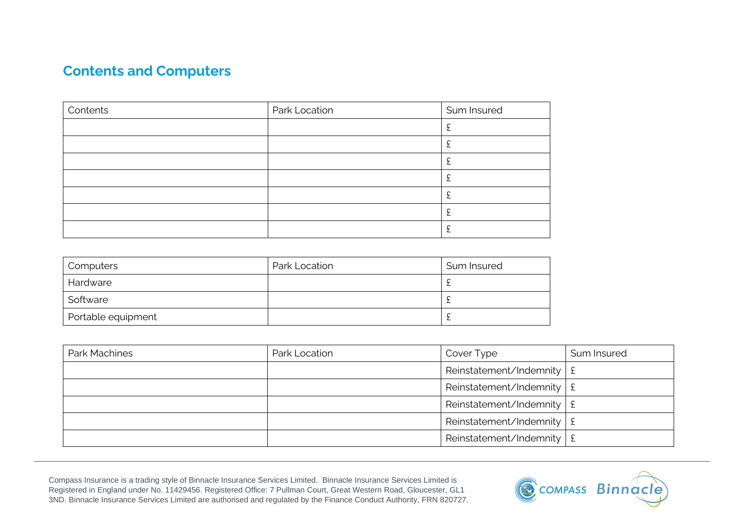## Contents and Computers

| Contents | Park Location | Sum Insured |
|---|---|---|
| | | £ |
| | | £ |
| | | £ |
| | | £ |
| | | £ |
| | | £ |
| | | £ |

| Computers | Park Location | Sum Insured |
|---|---|---|
| Hardware | | £ |
| Software | | £ |
| Portable equipment | | £ |

| Park Machines | Park Location | Cover Type | Sum Insured |
|---|---|---|---|
| | | Reinstatement/Indemnity | £ |
| | | Reinstatement/Indemnity | £ |
| | | Reinstatement/Indemnity | £ |
| | | Reinstatement/Indemnity | £ |
| | | Reinstatement/Indemnity | £ |

Compass Insurance is a trading style of Binnacle Insurance Services Limited. Binnacle Insurance Services Limited is Registered in England under No. 11429456. Registered Office: 7 Pullman Court, Great Western Road, Gloucester, GL1 3ND. Binnacle Insurance Services Limited are authorised and regulated by the Finance Conduct Authority, FRN 820727.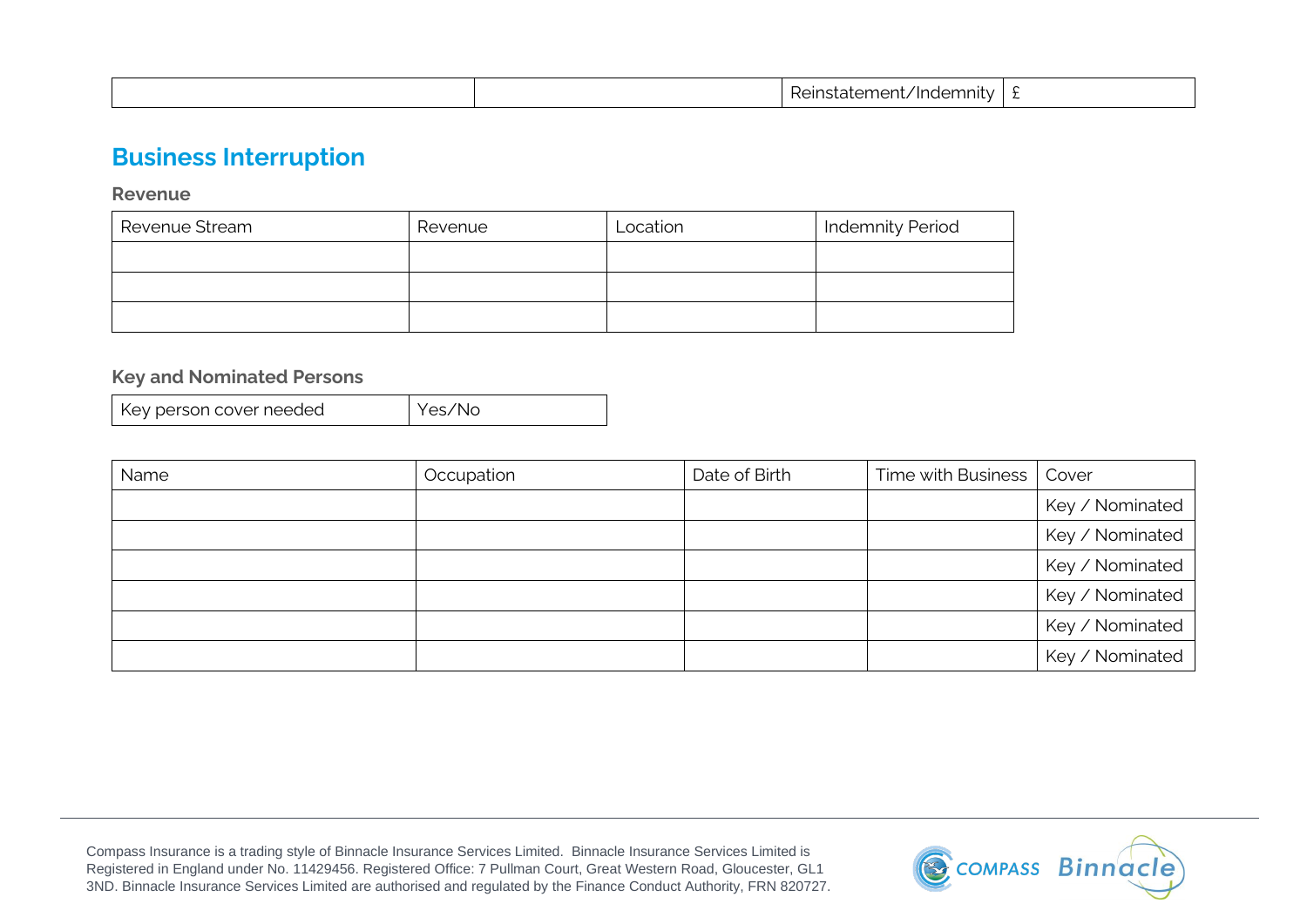| | | Reinstatement/Indemnity | £ |
|---|---|---|---|

## Business Interruption

### Revenue

| Revenue Stream | Revenue | Location | Indemnity Period |
|---|---|---|---|
| | | | |
| | | | |
| | | | |

### Key and Nominated Persons

| Key person cover needed | Yes/No |
|---|---|

| Name | Occupation | Date of Birth | Time with Business | Cover |
|---|---|---|---|---|
| | | | | Key / Nominated |
| | | | | Key / Nominated |
| | | | | Key / Nominated |
| | | | | Key / Nominated |
| | | | | Key / Nominated |
| | | | | Key / Nominated |

Compass Insurance is a trading style of Binnacle Insurance Services Limited. Binnacle Insurance Services Limited is Registered in England under No. 11429456. Registered Office: 7 Pullman Court, Great Western Road, Gloucester, GL1 3ND. Binnacle Insurance Services Limited are authorised and regulated by the Finance Conduct Authority, FRN 820727.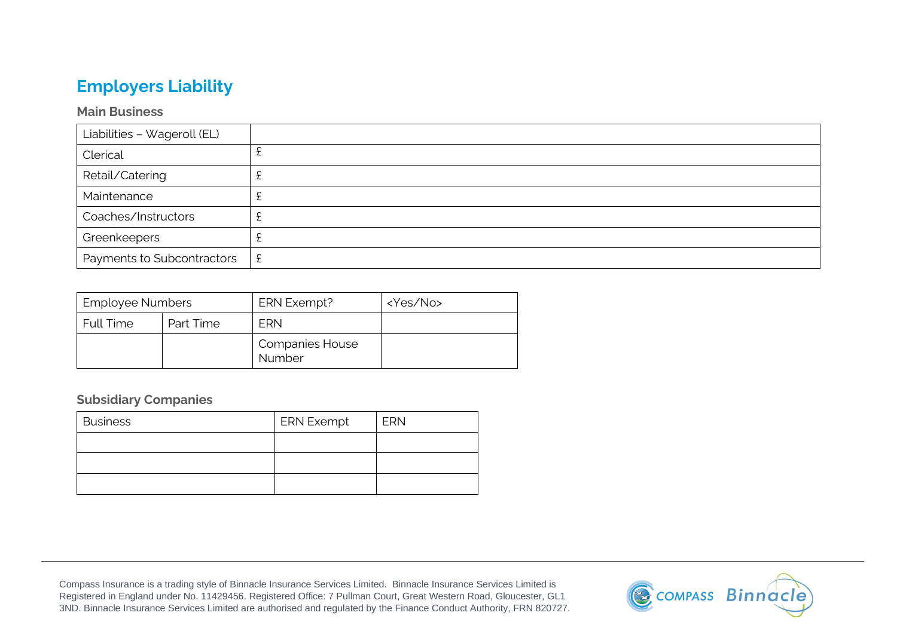# Employers Liability

### Main Business

| Liabilities – Wageroll (EL) | |
|---|---|
| Clerical | £ |
| Retail/Catering | £ |
| Maintenance | £ |
| Coaches/Instructors | £ |
| Greenkeepers | £ |
| Payments to Subcontractors | £ |

| Employee Numbers | | ERN Exempt? | <Yes/No> |
|---|---|---|---|
| Full Time | Part Time | ERN | |
| | | Companies House Number | |

### Subsidiary Companies

| Business | ERN Exempt | ERN |
|---|---|---|
| | | |
| | | |
| | | |

Compass Insurance is a trading style of Binnacle Insurance Services Limited. Binnacle Insurance Services Limited is Registered in England under No. 11429456. Registered Office: 7 Pullman Court, Great Western Road, Gloucester, GL1 3ND. Binnacle Insurance Services Limited are authorised and regulated by the Finance Conduct Authority, FRN 820727.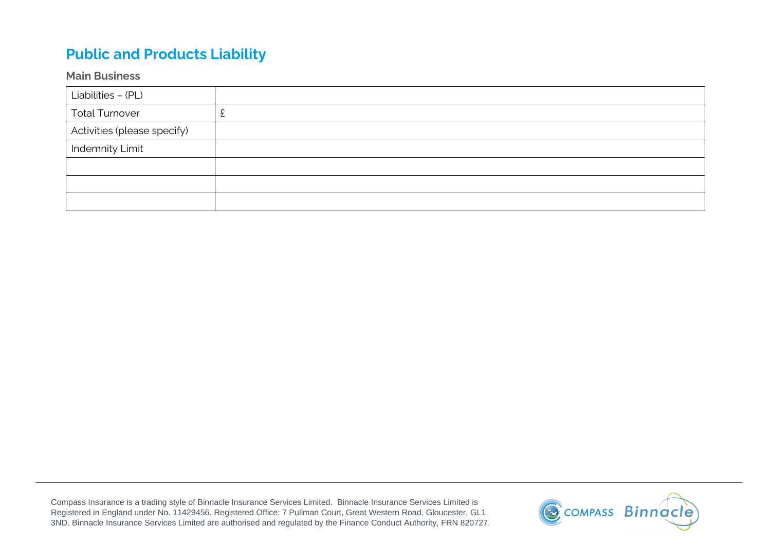## Public and Products Liability

### Main Business

| Liabilities – (PL) | |
|---|---|
| Total Turnover | £ |
| Activities (please specify) | |
| Indemnity Limit | |
| | |
| | |
| | |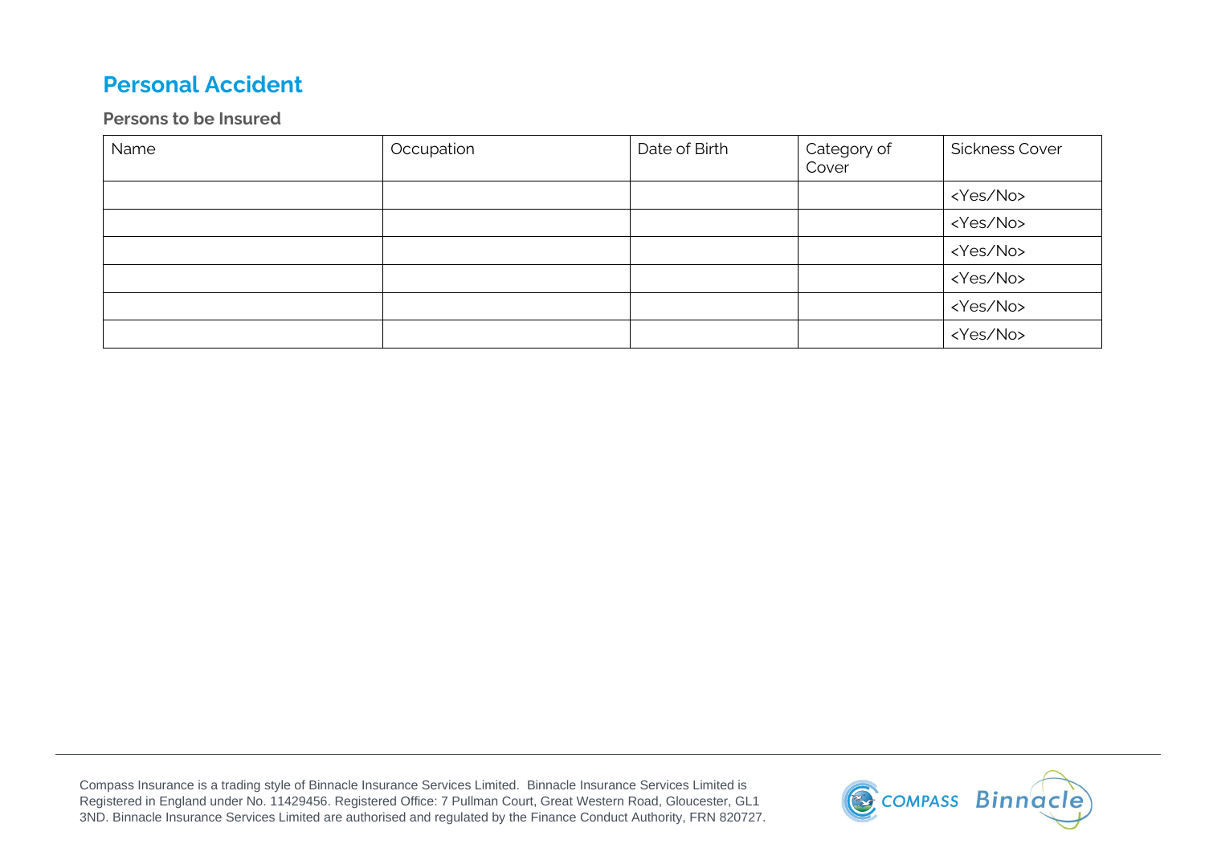## Personal Accident

### Persons to be Insured

| Name | Occupation | Date of Birth | Category of Cover | Sickness Cover |
|---|---|---|---|---|
| | | | | <Yes/No> |
| | | | | <Yes/No> |
| | | | | <Yes/No> |
| | | | | <Yes/No> |
| | | | | <Yes/No> |
| | | | | <Yes/No> |

Compass Insurance is a trading style of Binnacle Insurance Services Limited. Binnacle Insurance Services Limited is Registered in England under No. 11429456. Registered Office: 7 Pullman Court, Great Western Road, Gloucester, GL1 3ND. Binnacle Insurance Services Limited are authorised and regulated by the Finance Conduct Authority, FRN 820727.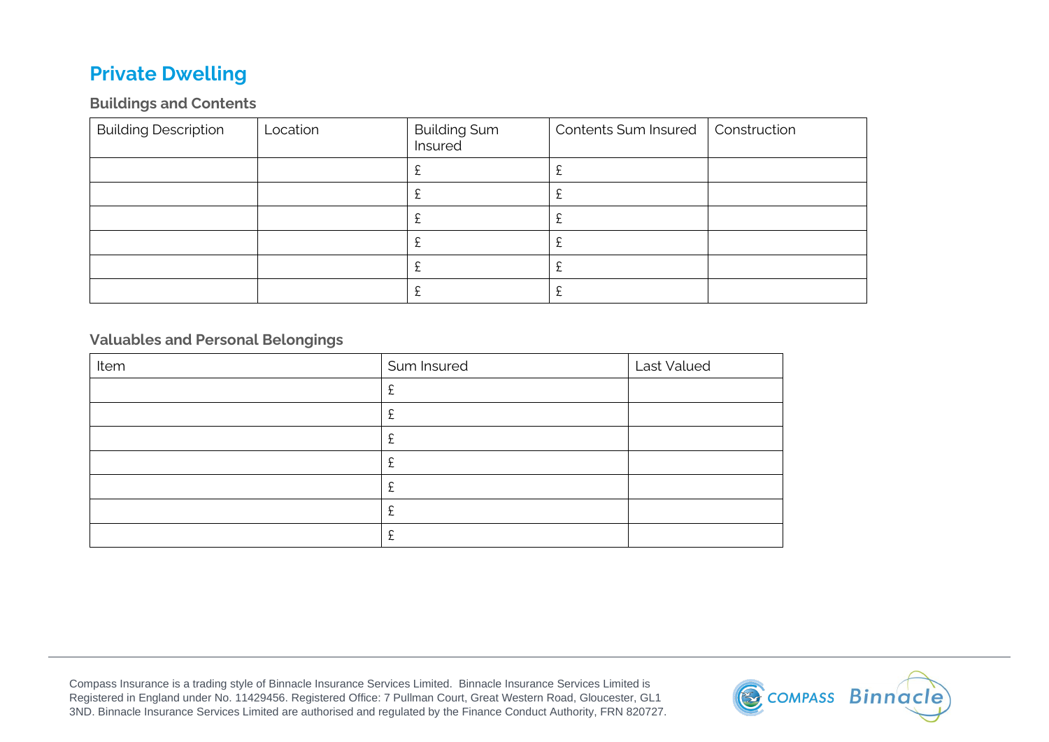## Private Dwelling

### Buildings and Contents

| Building Description | Location | Building Sum Insured | Contents Sum Insured | Construction |
|---|---|---|---|---|
| | | £ | £ | |
| | | £ | £ | |
| | | £ | £ | |
| | | £ | £ | |
| | | £ | £ | |
| | | £ | £ | |

### Valuables and Personal Belongings

| Item | Sum Insured | Last Valued |
|---|---|---|
| | £ | |
| | £ | |
| | £ | |
| | £ | |
| | £ | |
| | £ | |
| | £ | |

Compass Insurance is a trading style of Binnacle Insurance Services Limited. Binnacle Insurance Services Limited is Registered in England under No. 11429456. Registered Office: 7 Pullman Court, Great Western Road, Gloucester, GL1 3ND. Binnacle Insurance Services Limited are authorised and regulated by the Finance Conduct Authority, FRN 820727.